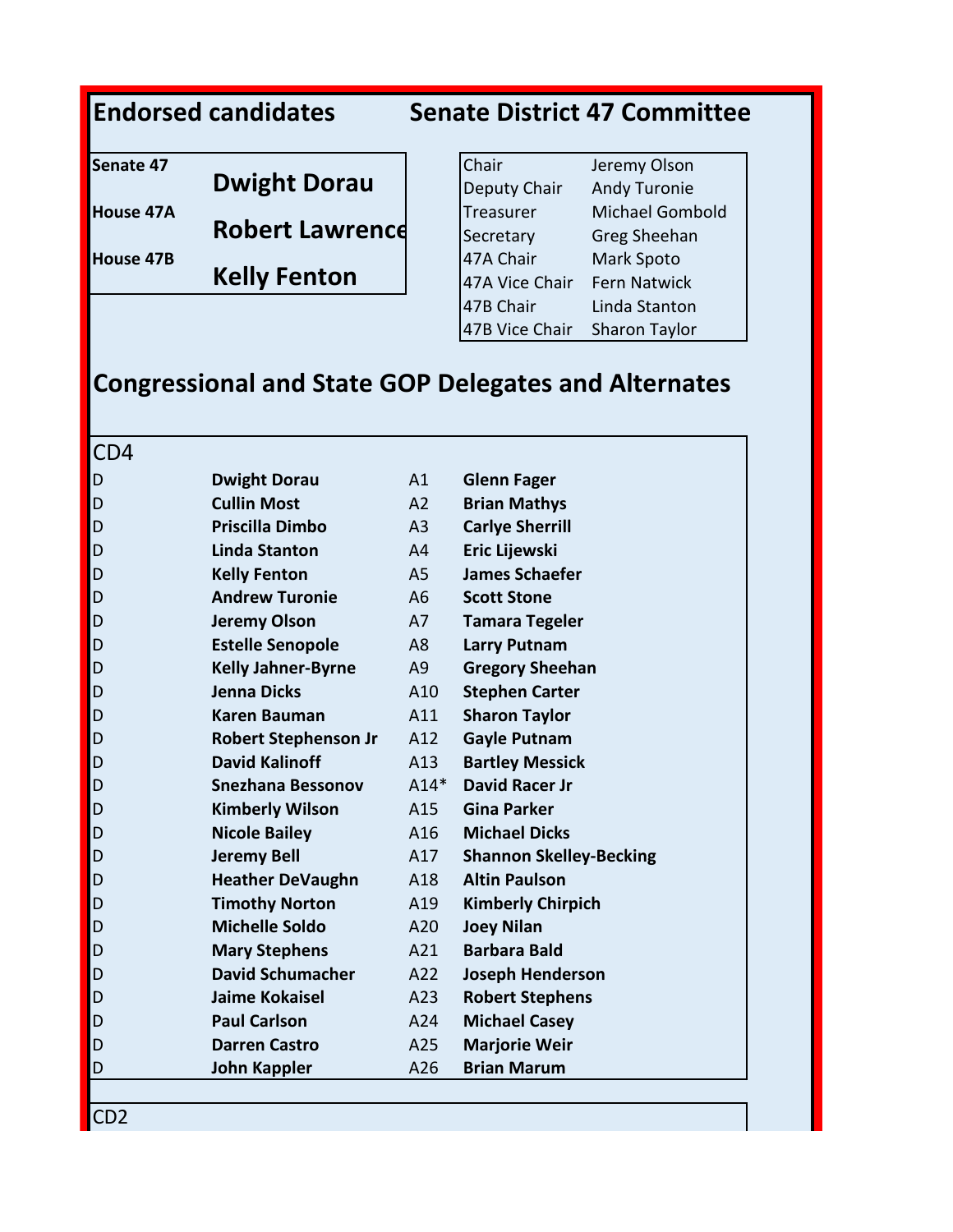## Endorsed candidates

| | |
|---|---|
| Senate 47 | **Dwight Dorau** |
| House 47A | **Robert Lawrence** |
| House 47B | **Kelly Fenton** |

## Senate District 47 Committee

| | |
|---|---|
| Chair | Jeremy Olson |
| Deputy Chair | Andy Turonie |
| Treasurer | Michael Gombold |
| Secretary | Greg Sheehan |
| 47A Chair | Mark Spoto |
| 47A Vice Chair | Fern Natwick |
| 47B Chair | Linda Stanton |
| 47B Vice Chair | Sharon Taylor |

## Congressional and State GOP Delegates and Alternates

CD4

| | | | |
|---|---|---|---|
| D | **Dwight Dorau** | A1 | **Glenn Fager** |
| D | **Cullin Most** | A2 | **Brian Mathys** |
| D | **Priscilla Dimbo** | A3 | **Carlye Sherrill** |
| D | **Linda Stanton** | A4 | **Eric Lijewski** |
| D | **Kelly Fenton** | A5 | **James Schaefer** |
| D | **Andrew Turonie** | A6 | **Scott Stone** |
| D | **Jeremy Olson** | A7 | **Tamara Tegeler** |
| D | **Estelle Senopole** | A8 | **Larry Putnam** |
| D | **Kelly Jahner-Byrne** | A9 | **Gregory Sheehan** |
| D | **Jenna Dicks** | A10 | **Stephen Carter** |
| D | **Karen Bauman** | A11 | **Sharon Taylor** |
| D | **Robert Stephenson Jr** | A12 | **Gayle Putnam** |
| D | **David Kalinoff** | A13 | **Bartley Messick** |
| D | **Snezhana Bessonov** | A14* | **David Racer Jr** |
| D | **Kimberly Wilson** | A15 | **Gina Parker** |
| D | **Nicole Bailey** | A16 | **Michael Dicks** |
| D | **Jeremy Bell** | A17 | **Shannon Skelley-Becking** |
| D | **Heather DeVaughn** | A18 | **Altin Paulson** |
| D | **Timothy Norton** | A19 | **Kimberly Chirpich** |
| D | **Michelle Soldo** | A20 | **Joey Nilan** |
| D | **Mary Stephens** | A21 | **Barbara Bald** |
| D | **David Schumacher** | A22 | **Joseph Henderson** |
| D | **Jaime Kokaisel** | A23 | **Robert Stephens** |
| D | **Paul Carlson** | A24 | **Michael Casey** |
| D | **Darren Castro** | A25 | **Marjorie Weir** |
| D | **John Kappler** | A26 | **Brian Marum** |

CD2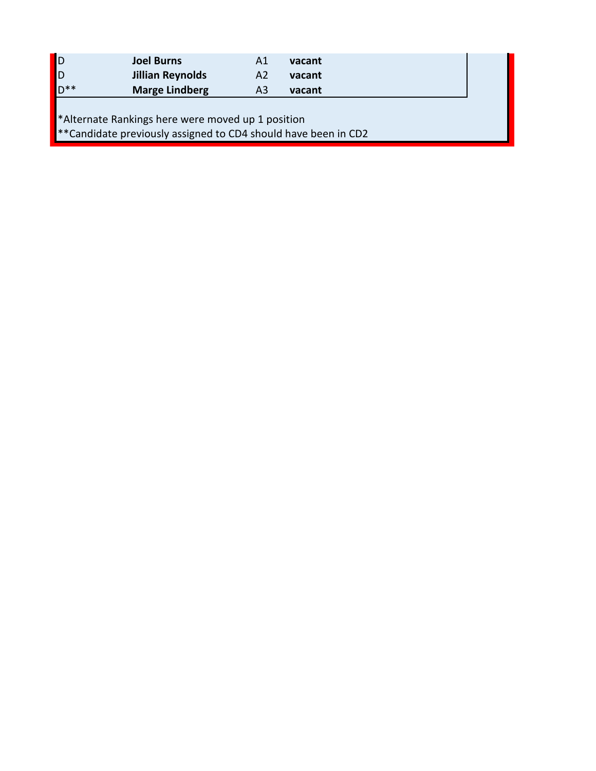| | | | |
|---|---|---|---|
| D | **Joel Burns** | A1 | **vacant** |
| D | **Jillian Reynolds** | A2 | **vacant** |
| D** | **Marge Lindberg** | A3 | **vacant** |

*Alternate Rankings here were moved up 1 position

**Candidate previously assigned to CD4 should have been in CD2